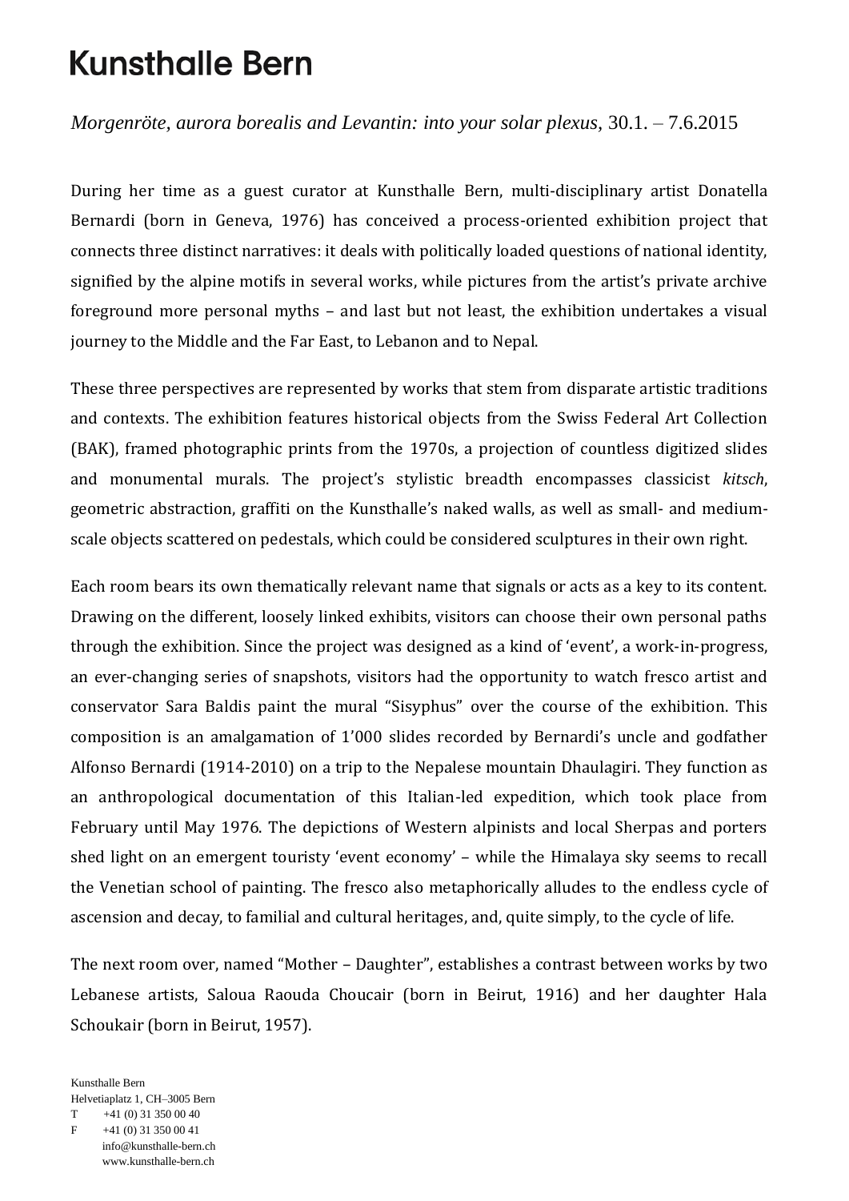# Kunsthalle Bern

*Morgenröte, aurora borealis and Levantin: into your solar plexus*, 30.1. – 7.6.2015

During her time as a guest curator at Kunsthalle Bern, multi-disciplinary artist Donatella Bernardi (born in Geneva, 1976) has conceived a process-oriented exhibition project that connects three distinct narratives: it deals with politically loaded questions of national identity, signified by the alpine motifs in several works, while pictures from the artist's private archive foreground more personal myths – and last but not least, the exhibition undertakes a visual journey to the Middle and the Far East, to Lebanon and to Nepal.

These three perspectives are represented by works that stem from disparate artistic traditions and contexts. The exhibition features historical objects from the Swiss Federal Art Collection (BAK), framed photographic prints from the 1970s, a projection of countless digitized slides and monumental murals. The project's stylistic breadth encompasses classicist *kitsch*, geometric abstraction, graffiti on the Kunsthalle's naked walls, as well as small- and medium-scale objects scattered on pedestals, which could be considered sculptures in their own right.

Each room bears its own thematically relevant name that signals or acts as a key to its content. Drawing on the different, loosely linked exhibits, visitors can choose their own personal paths through the exhibition. Since the project was designed as a kind of 'event', a work-in-progress, an ever-changing series of snapshots, visitors had the opportunity to watch fresco artist and conservator Sara Baldis paint the mural "Sisyphus" over the course of the exhibition. This composition is an amalgamation of 1'000 slides recorded by Bernardi's uncle and godfather Alfonso Bernardi (1914-2010) on a trip to the Nepalese mountain Dhaulagiri. They function as an anthropological documentation of this Italian-led expedition, which took place from February until May 1976. The depictions of Western alpinists and local Sherpas and porters shed light on an emergent touristy 'event economy' – while the Himalaya sky seems to recall the Venetian school of painting. The fresco also metaphorically alludes to the endless cycle of ascension and decay, to familial and cultural heritages, and, quite simply, to the cycle of life.

The next room over, named "Mother – Daughter", establishes a contrast between works by two Lebanese artists, Saloua Raouda Choucair (born in Beirut, 1916) and her daughter Hala Schoukair (born in Beirut, 1957).

Kunsthalle Bern
Helvetiaplatz 1, CH–3005 Bern
T +41 (0) 31 350 00 40
F +41 (0) 31 350 00 41
info@kunsthalle-bern.ch
www.kunsthalle-bern.ch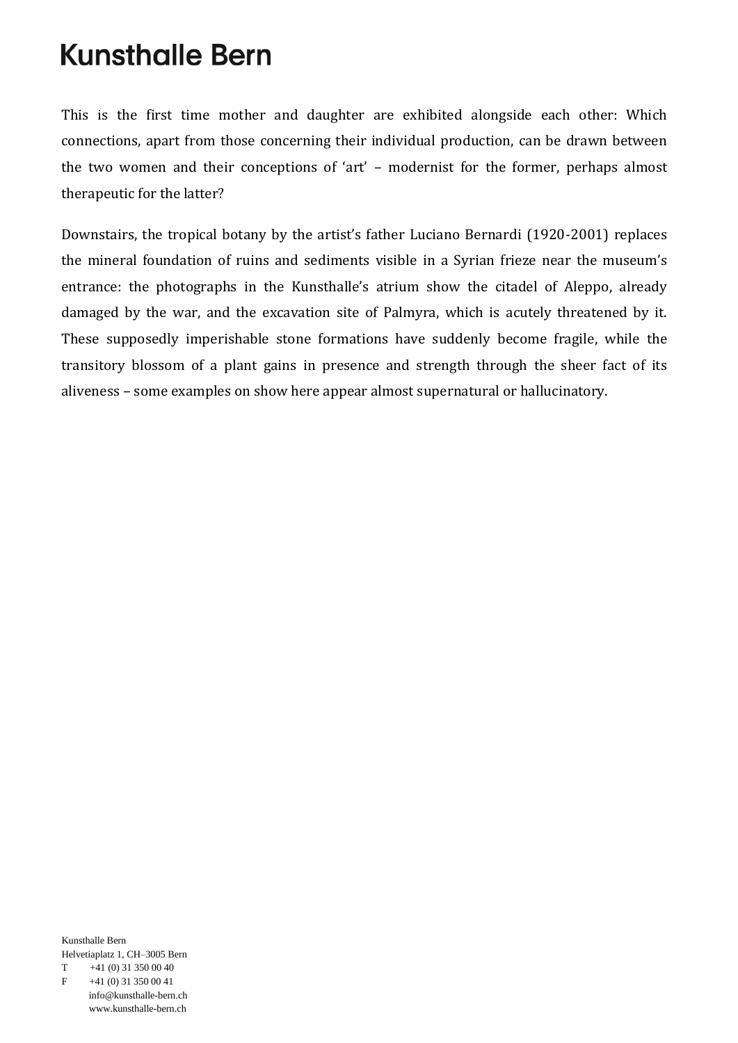This is the first time mother and daughter are exhibited alongside each other: Which connections, apart from those concerning their individual production, can be drawn between the two women and their conceptions of 'art' – modernist for the former, perhaps almost therapeutic for the latter?

Downstairs, the tropical botany by the artist's father Luciano Bernardi (1920-2001) replaces the mineral foundation of ruins and sediments visible in a Syrian frieze near the museum's entrance: the photographs in the Kunsthalle's atrium show the citadel of Aleppo, already damaged by the war, and the excavation site of Palmyra, which is acutely threatened by it. These supposedly imperishable stone formations have suddenly become fragile, while the transitory blossom of a plant gains in presence and strength through the sheer fact of its aliveness – some examples on show here appear almost supernatural or hallucinatory.